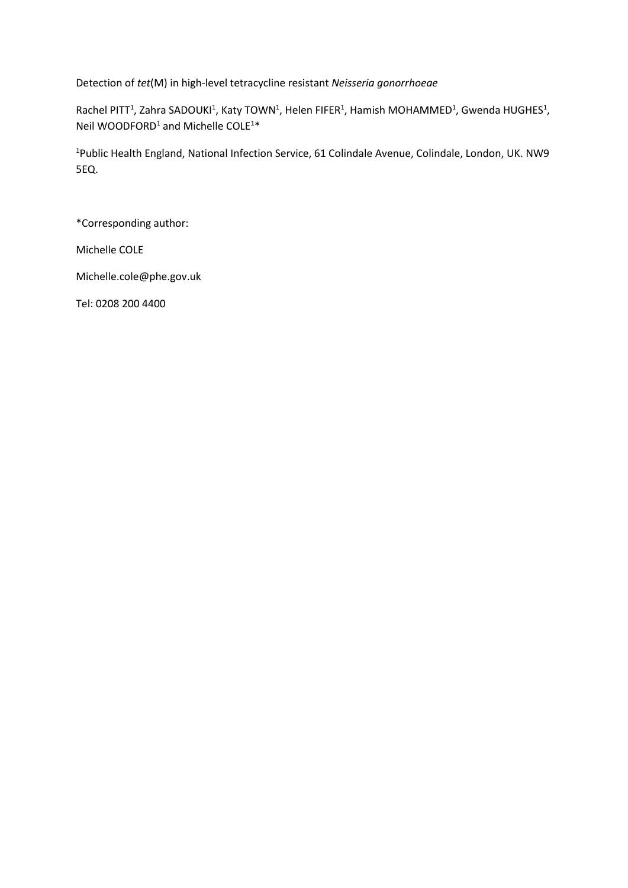Detection of *tet*(M) in high-level tetracycline resistant *Neisseria gonorrhoeae*

Rachel PITT[1], Zahra SADOUKI[1], Katy TOWN[1], Helen FIFER[1], Hamish MOHAMMED[1], Gwenda HUGHES[1], Neil WOODFORD[1] and Michelle COLE[1]*

[1]Public Health England, National Infection Service, 61 Colindale Avenue, Colindale, London, UK. NW9 5EQ.

*Corresponding author:

Michelle COLE

Michelle.cole@phe.gov.uk

Tel: 0208 200 4400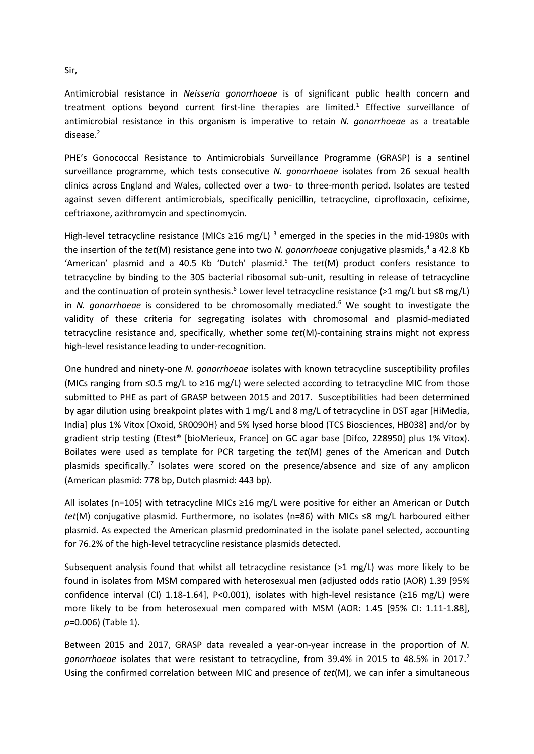Sir,

Antimicrobial resistance in *Neisseria gonorrhoeae* is of significant public health concern and treatment options beyond current first-line therapies are limited.[1] Effective surveillance of antimicrobial resistance in this organism is imperative to retain *N. gonorrhoeae* as a treatable disease.[2]

PHE's Gonococcal Resistance to Antimicrobials Surveillance Programme (GRASP) is a sentinel surveillance programme, which tests consecutive *N. gonorrhoeae* isolates from 26 sexual health clinics across England and Wales, collected over a two- to three-month period. Isolates are tested against seven different antimicrobials, specifically penicillin, tetracycline, ciprofloxacin, cefixime, ceftriaxone, azithromycin and spectinomycin.

High-level tetracycline resistance (MICs ≥16 mg/L) [3] emerged in the species in the mid-1980s with the insertion of the *tet*(M) resistance gene into two *N. gonorrhoeae* conjugative plasmids,[4] a 42.8 Kb 'American' plasmid and a 40.5 Kb 'Dutch' plasmid.[5] The *tet*(M) product confers resistance to tetracycline by binding to the 30S bacterial ribosomal sub-unit, resulting in release of tetracycline and the continuation of protein synthesis.[6] Lower level tetracycline resistance (>1 mg/L but ≤8 mg/L) in *N. gonorrhoeae* is considered to be chromosomally mediated.[6] We sought to investigate the validity of these criteria for segregating isolates with chromosomal and plasmid-mediated tetracycline resistance and, specifically, whether some *tet*(M)-containing strains might not express high-level resistance leading to under-recognition.

One hundred and ninety-one *N. gonorrhoeae* isolates with known tetracycline susceptibility profiles (MICs ranging from ≤0.5 mg/L to ≥16 mg/L) were selected according to tetracycline MIC from those submitted to PHE as part of GRASP between 2015 and 2017. Susceptibilities had been determined by agar dilution using breakpoint plates with 1 mg/L and 8 mg/L of tetracycline in DST agar [HiMedia, India] plus 1% Vitox [Oxoid, SR0090H} and 5% lysed horse blood (TCS Biosciences, HB038] and/or by gradient strip testing (Etest® [bioMerieux, France] on GC agar base [Difco, 228950] plus 1% Vitox). Boilates were used as template for PCR targeting the *tet*(M) genes of the American and Dutch plasmids specifically.[7] Isolates were scored on the presence/absence and size of any amplicon (American plasmid: 778 bp, Dutch plasmid: 443 bp).

All isolates (n=105) with tetracycline MICs ≥16 mg/L were positive for either an American or Dutch *tet*(M) conjugative plasmid. Furthermore, no isolates (n=86) with MICs ≤8 mg/L harboured either plasmid. As expected the American plasmid predominated in the isolate panel selected, accounting for 76.2% of the high-level tetracycline resistance plasmids detected.

Subsequent analysis found that whilst all tetracycline resistance (>1 mg/L) was more likely to be found in isolates from MSM compared with heterosexual men (adjusted odds ratio (AOR) 1.39 [95% confidence interval (CI) 1.18-1.64], P<0.001), isolates with high-level resistance (≥16 mg/L) were more likely to be from heterosexual men compared with MSM (AOR: 1.45 [95% CI: 1.11-1.88], *p*=0.006) (Table 1).

Between 2015 and 2017, GRASP data revealed a year-on-year increase in the proportion of *N. gonorrhoeae* isolates that were resistant to tetracycline, from 39.4% in 2015 to 48.5% in 2017.[2] Using the confirmed correlation between MIC and presence of *tet*(M), we can infer a simultaneous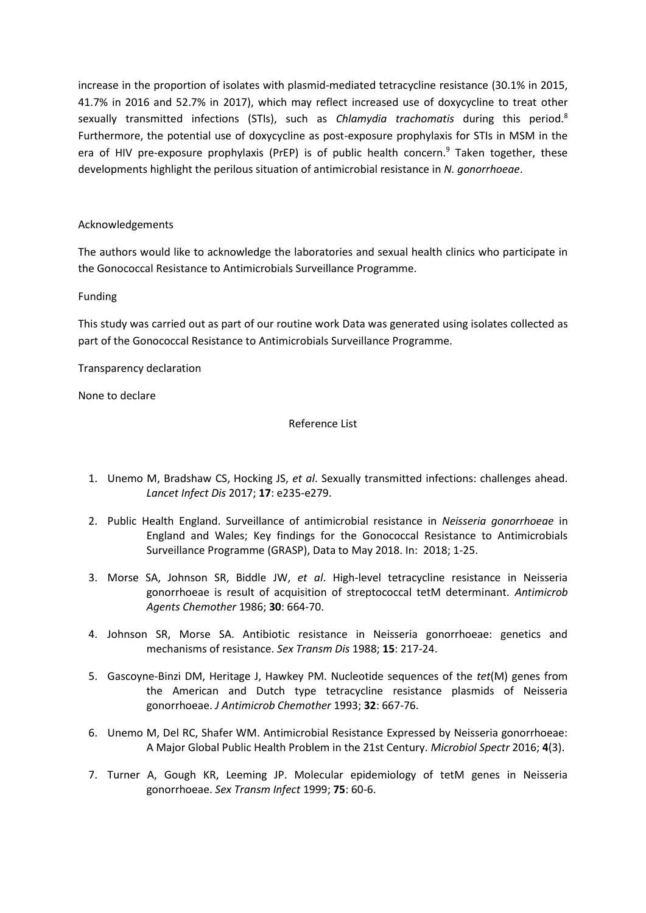increase in the proportion of isolates with plasmid-mediated tetracycline resistance (30.1% in 2015, 41.7% in 2016 and 52.7% in 2017), which may reflect increased use of doxycycline to treat other sexually transmitted infections (STIs), such as *Chlamydia trachomatis* during this period.[8] Furthermore, the potential use of doxycycline as post-exposure prophylaxis for STIs in MSM in the era of HIV pre-exposure prophylaxis (PrEP) is of public health concern.[9] Taken together, these developments highlight the perilous situation of antimicrobial resistance in *N. gonorrhoeae*.

## Acknowledgements

The authors would like to acknowledge the laboratories and sexual health clinics who participate in the Gonococcal Resistance to Antimicrobials Surveillance Programme.

## Funding

This study was carried out as part of our routine work Data was generated using isolates collected as part of the Gonococcal Resistance to Antimicrobials Surveillance Programme.

## Transparency declaration

None to declare

## Reference List

1. Unemo M, Bradshaw CS, Hocking JS, *et al*. Sexually transmitted infections: challenges ahead. *Lancet Infect Dis* 2017; **17**: e235-e279.
2. Public Health England. Surveillance of antimicrobial resistance in *Neisseria gonorrhoeae* in England and Wales; Key findings for the Gonococcal Resistance to Antimicrobials Surveillance Programme (GRASP), Data to May 2018. In: 2018; 1-25.
3. Morse SA, Johnson SR, Biddle JW, *et al*. High-level tetracycline resistance in Neisseria gonorrhoeae is result of acquisition of streptococcal tetM determinant. *Antimicrob Agents Chemother* 1986; **30**: 664-70.
4. Johnson SR, Morse SA. Antibiotic resistance in Neisseria gonorrhoeae: genetics and mechanisms of resistance. *Sex Transm Dis* 1988; **15**: 217-24.
5. Gascoyne-Binzi DM, Heritage J, Hawkey PM. Nucleotide sequences of the *tet*(M) genes from the American and Dutch type tetracycline resistance plasmids of Neisseria gonorrhoeae. *J Antimicrob Chemother* 1993; **32**: 667-76.
6. Unemo M, Del RC, Shafer WM. Antimicrobial Resistance Expressed by Neisseria gonorrhoeae: A Major Global Public Health Problem in the 21st Century. *Microbiol Spectr* 2016; **4**(3).
7. Turner A, Gough KR, Leeming JP. Molecular epidemiology of tetM genes in Neisseria gonorrhoeae. *Sex Transm Infect* 1999; **75**: 60-6.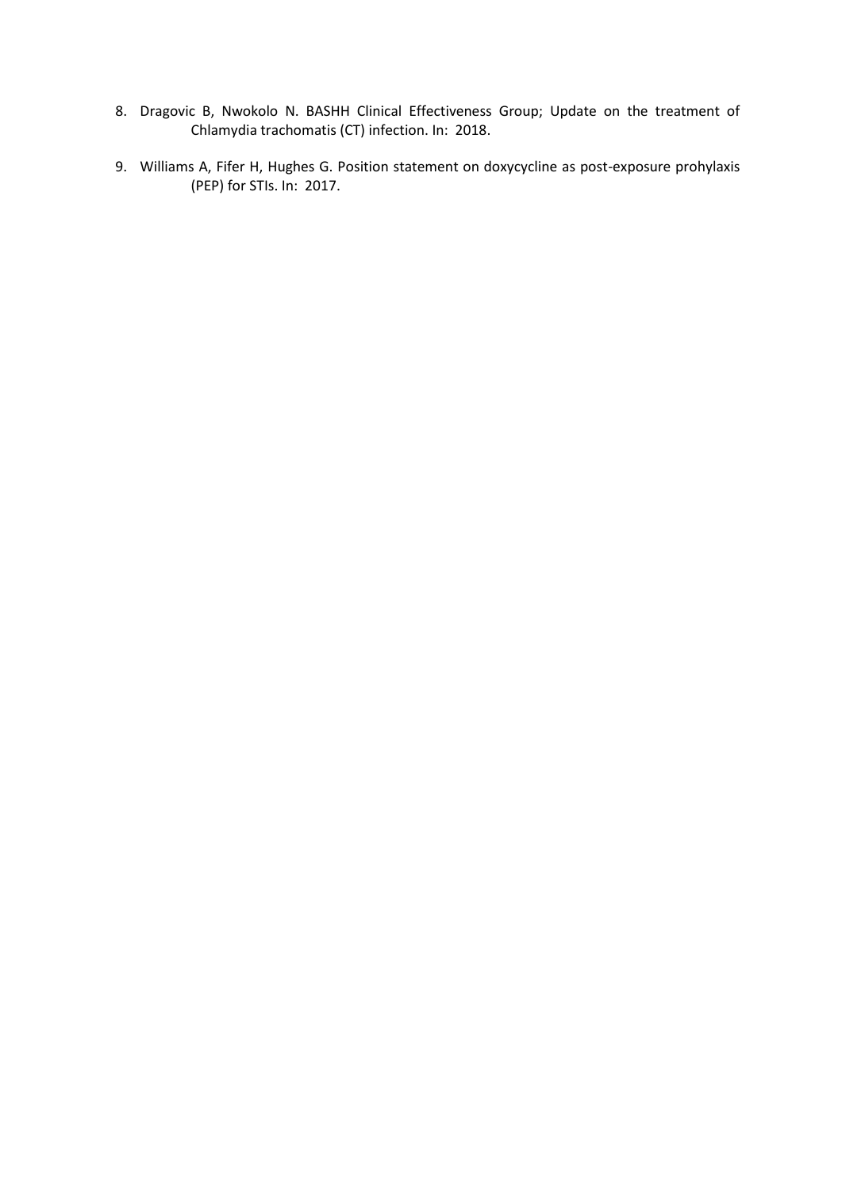8. Dragovic B, Nwokolo N. BASHH Clinical Effectiveness Group; Update on the treatment of Chlamydia trachomatis (CT) infection. In: 2018.

9. Williams A, Fifer H, Hughes G. Position statement on doxycycline as post-exposure prohylaxis (PEP) for STIs. In: 2017.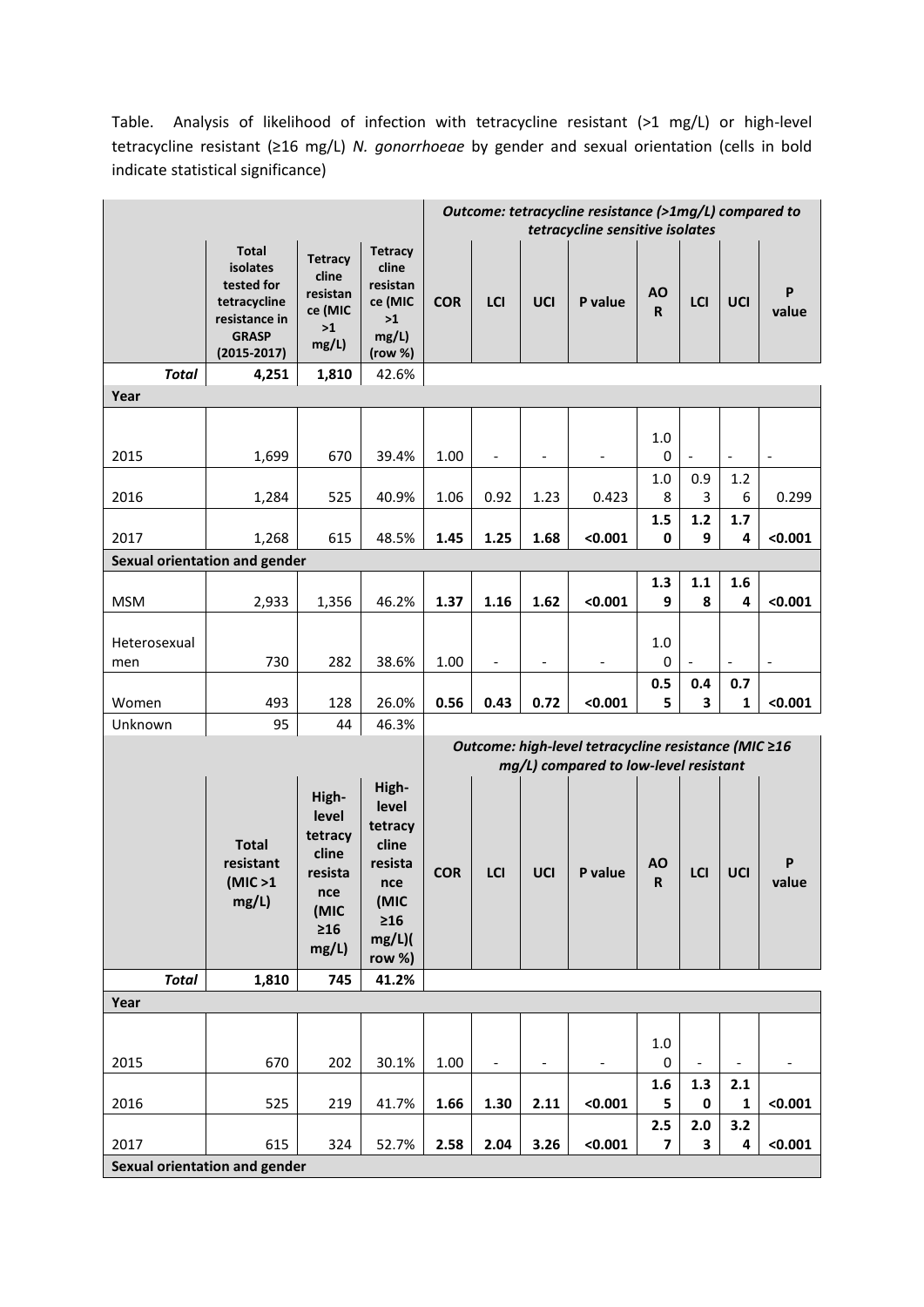Table. Analysis of likelihood of infection with tetracycline resistant (>1 mg/L) or high-level tetracycline resistant (≥16 mg/L) *N. gonorrhoeae* by gender and sexual orientation (cells in bold indicate statistical significance)

| | | | | ***Outcome: tetracycline resistance (>1mg/L) compared to tetracycline sensitive isolates*** | | | | | | | |
|---|---|---|---|---|---|---|---|---|---|---|---|
| | **Total isolates tested for tetracycline resistance in GRASP (2015-2017)** | **Tetracycline resistance (MIC >1 mg/L)** | **Tetracycline resistance (MIC >1 mg/L) (row %)** | **COR** | **LCI** | **UCI** | **P value** | **AOR** | **LCI** | **UCI** | **P value** |
| ***Total*** | **4,251** | **1,810** | 42.6% | | | | | | | | |
| **Year** | | | | | | | | | | | |
| 2015 | 1,699 | 670 | 39.4% | 1.00 | - | - | - | 1.00 | - | - | - |
| 2016 | 1,284 | 525 | 40.9% | 1.06 | 0.92 | 1.23 | 0.423 | 1.08 | 0.93 | 1.26 | 0.299 |
| 2017 | 1,268 | 615 | 48.5% | **1.45** | **1.25** | **1.68** | **<0.001** | **1.50** | **1.29** | **1.74** | **<0.001** |
| **Sexual orientation and gender** | | | | | | | | | | | |
| MSM | 2,933 | 1,356 | 46.2% | **1.37** | **1.16** | **1.62** | **<0.001** | **1.39** | **1.18** | **1.64** | **<0.001** |
| Heterosexual men | 730 | 282 | 38.6% | 1.00 | - | - | - | 1.00 | - | - | - |
| Women | 493 | 128 | 26.0% | **0.56** | **0.43** | **0.72** | **<0.001** | **0.55** | **0.43** | **0.71** | **<0.001** |
| Unknown | 95 | 44 | 46.3% | | | | | | | | |
| | | | | ***Outcome: high-level tetracycline resistance (MIC ≥16 mg/L) compared to low-level resistant*** | | | | | | | |
| | **Total resistant (MIC >1 mg/L)** | **High-level tetracycline resistance (MIC ≥16 mg/L)** | **High-level tetracycline resistance (MIC ≥16 mg/L)(row %)** | **COR** | **LCI** | **UCI** | **P value** | **AOR** | **LCI** | **UCI** | **P value** |
| ***Total*** | **1,810** | **745** | **41.2%** | | | | | | | | |
| **Year** | | | | | | | | | | | |
| 2015 | 670 | 202 | 30.1% | 1.00 | - | - | - | 1.00 | - | - | - |
| 2016 | 525 | 219 | 41.7% | **1.66** | **1.30** | **2.11** | **<0.001** | **1.65** | **1.30** | **2.11** | **<0.001** |
| 2017 | 615 | 324 | 52.7% | **2.58** | **2.04** | **3.26** | **<0.001** | **2.57** | **2.03** | **3.24** | **<0.001** |
| **Sexual orientation and gender** | | | | | | | | | | | |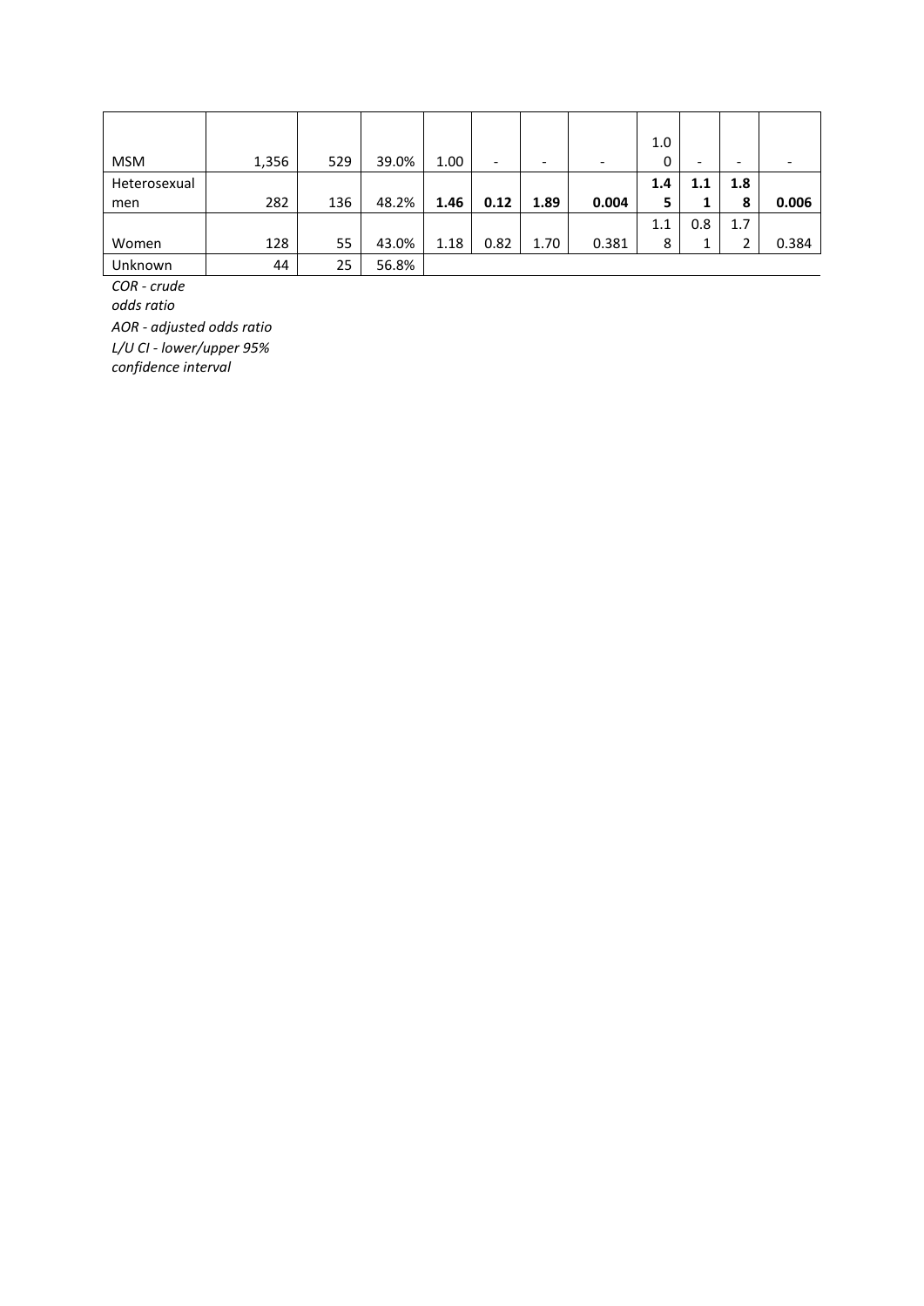| | | | | | | | | | | | |
|---|---|---|---|---|---|---|---|---|---|---|---|
| MSM | 1,356 | 529 | 39.0% | 1.00 | - | - | - | 1.00 | - | - | - |
| Heterosexual men | 282 | 136 | 48.2% | **1.46** | **0.12** | **1.89** | **0.004** | **1.45** | **1.11** | **1.88** | **0.006** |
| Women | 128 | 55 | 43.0% | 1.18 | 0.82 | 1.70 | 0.381 | 1.18 | 0.81 | 1.72 | 0.384 |
| Unknown | 44 | 25 | 56.8% | | | | | | | | |

*COR - crude odds ratio*

*AOR - adjusted odds ratio*

*L/U CI - lower/upper 95% confidence interval*